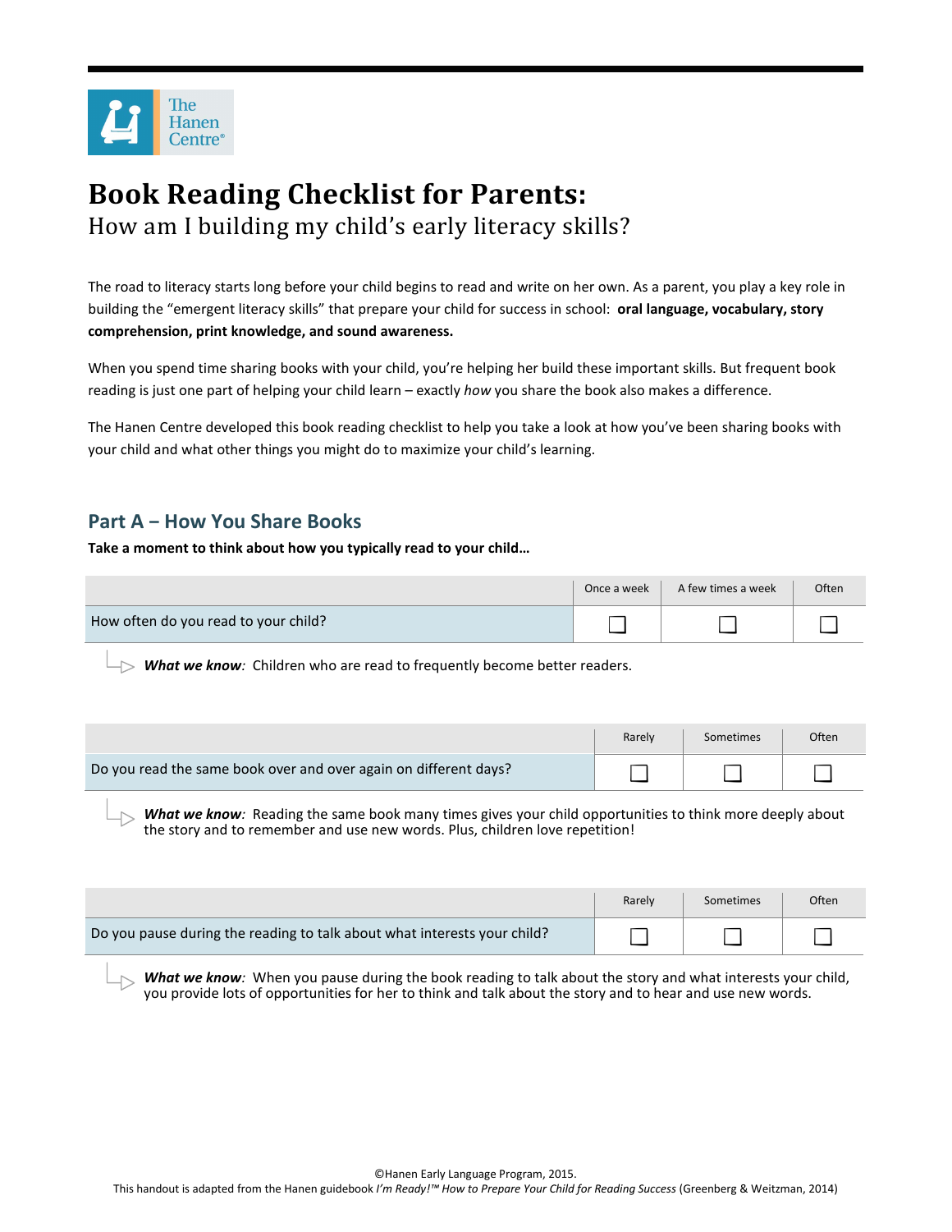The Hanen Centre®

# Book Reading Checklist for Parents:

## How am I building my child's early literacy skills?

The road to literacy starts long before your child begins to read and write on her own. As a parent, you play a key role in building the "emergent literacy skills" that prepare your child for success in school: **oral language, vocabulary, story comprehension, print knowledge, and sound awareness.**

When you spend time sharing books with your child, you're helping her build these important skills. But frequent book reading is just one part of helping your child learn – exactly *how* you share the book also makes a difference.

The Hanen Centre developed this book reading checklist to help you take a look at how you've been sharing books with your child and what other things you might do to maximize your child's learning.

## Part A – How You Share Books

**Take a moment to think about how you typically read to your child…**

| | Once a week | A few times a week | Often |
|---|---|---|---|
| How often do you read to your child? | ☐ | ☐ | ☐ |

***What we know:*** Children who are read to frequently become better readers.

| | Rarely | Sometimes | Often |
|---|---|---|---|
| Do you read the same book over and over again on different days? | ☐ | ☐ | ☐ |

***What we know:*** Reading the same book many times gives your child opportunities to think more deeply about the story and to remember and use new words. Plus, children love repetition!

| | Rarely | Sometimes | Often |
|---|---|---|---|
| Do you pause during the reading to talk about what interests your child? | ☐ | ☐ | ☐ |

***What we know:*** When you pause during the book reading to talk about the story and what interests your child, you provide lots of opportunities for her to think and talk about the story and to hear and use new words.

©Hanen Early Language Program, 2015.
This handout is adapted from the Hanen guidebook *I'm Ready!™ How to Prepare Your Child for Reading Success* (Greenberg & Weitzman, 2014)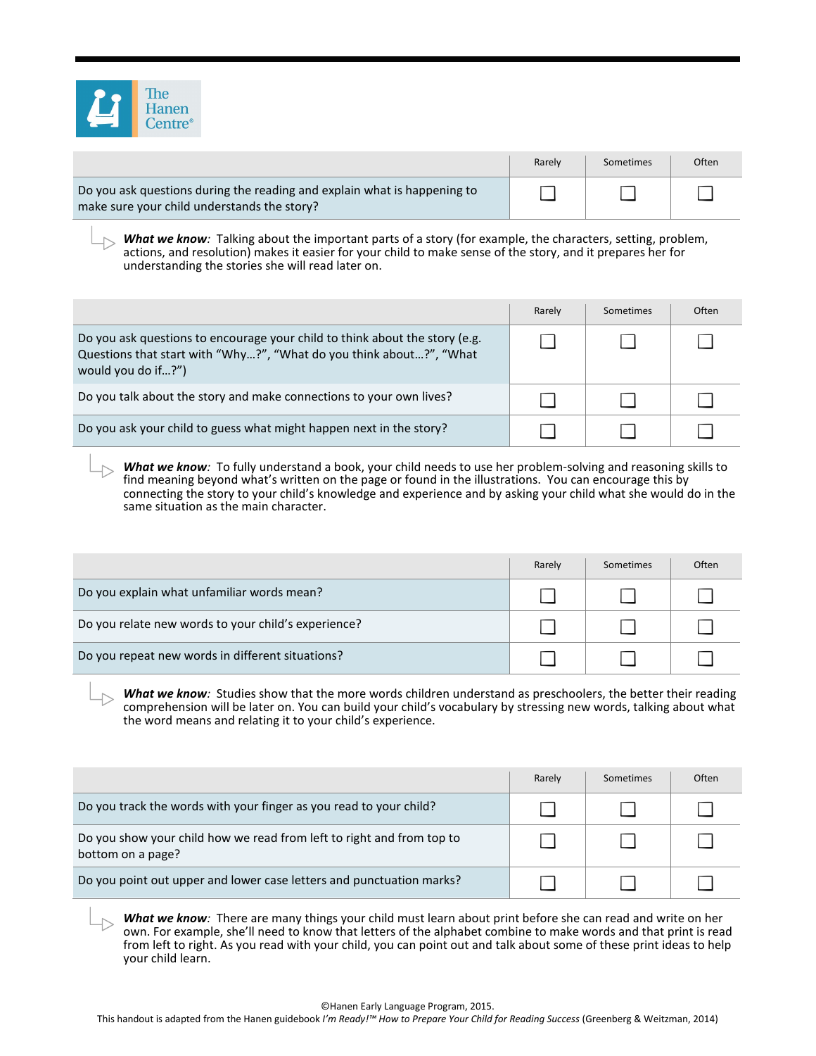| | Rarely | Sometimes | Often |
|---|---|---|---|
| Do you ask questions during the reading and explain what is happening to make sure your child understands the story? | ☐ | ☐ | ☐ |

***What we know**:* Talking about the important parts of a story (for example, the characters, setting, problem, actions, and resolution) makes it easier for your child to make sense of the story, and it prepares her for understanding the stories she will read later on.

| | Rarely | Sometimes | Often |
|---|---|---|---|
| Do you ask questions to encourage your child to think about the story (e.g. Questions that start with "Why…?", "What do you think about…?", "What would you do if…?") | ☐ | ☐ | ☐ |
| Do you talk about the story and make connections to your own lives? | ☐ | ☐ | ☐ |
| Do you ask your child to guess what might happen next in the story? | ☐ | ☐ | ☐ |

***What we know**:* To fully understand a book, your child needs to use her problem-solving and reasoning skills to find meaning beyond what's written on the page or found in the illustrations. You can encourage this by connecting the story to your child's knowledge and experience and by asking your child what she would do in the same situation as the main character.

| | Rarely | Sometimes | Often |
|---|---|---|---|
| Do you explain what unfamiliar words mean? | ☐ | ☐ | ☐ |
| Do you relate new words to your child's experience? | ☐ | ☐ | ☐ |
| Do you repeat new words in different situations? | ☐ | ☐ | ☐ |

***What we know**:* Studies show that the more words children understand as preschoolers, the better their reading comprehension will be later on. You can build your child's vocabulary by stressing new words, talking about what the word means and relating it to your child's experience.

| | Rarely | Sometimes | Often |
|---|---|---|---|
| Do you track the words with your finger as you read to your child? | ☐ | ☐ | ☐ |
| Do you show your child how we read from left to right and from top to bottom on a page? | ☐ | ☐ | ☐ |
| Do you point out upper and lower case letters and punctuation marks? | ☐ | ☐ | ☐ |

***What we know**:* There are many things your child must learn about print before she can read and write on her own. For example, she'll need to know that letters of the alphabet combine to make words and that print is read from left to right. As you read with your child, you can point out and talk about some of these print ideas to help your child learn.

©Hanen Early Language Program, 2015.
This handout is adapted from the Hanen guidebook *I'm Ready!™ How to Prepare Your Child for Reading Success* (Greenberg & Weitzman, 2014)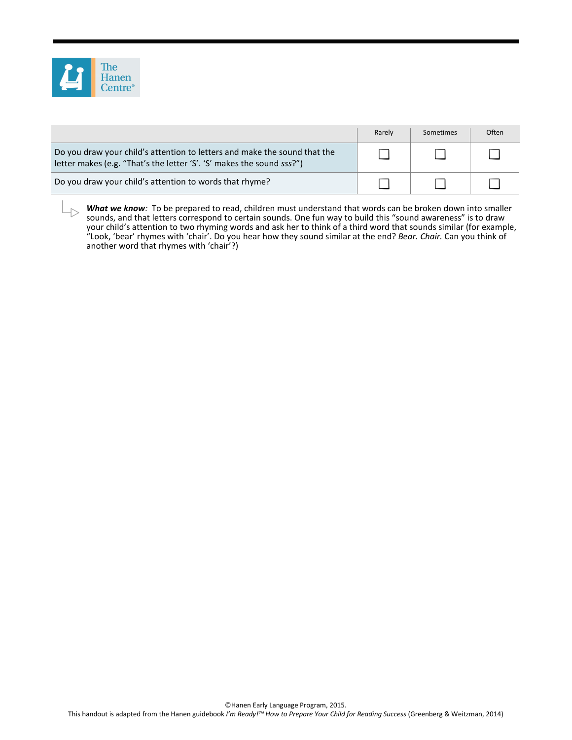| | Rarely | Sometimes | Often |
|---|---|---|---|
| Do you draw your child's attention to letters and make the sound that the letter makes (e.g. "That's the letter 'S'. 'S' makes the sound *sss*?") | ☐ | ☐ | ☐ |
| Do you draw your child's attention to words that rhyme? | ☐ | ☐ | ☐ |

***What we know:*** To be prepared to read, children must understand that words can be broken down into smaller sounds, and that letters correspond to certain sounds. One fun way to build this "sound awareness" is to draw your child's attention to two rhyming words and ask her to think of a third word that sounds similar (for example, "Look, 'bear' rhymes with 'chair'. Do you hear how they sound similar at the end? *Bear. Chair.* Can you think of another word that rhymes with 'chair'?)

©Hanen Early Language Program, 2015.
This handout is adapted from the Hanen guidebook *I'm Ready!™ How to Prepare Your Child for Reading Success* (Greenberg & Weitzman, 2014)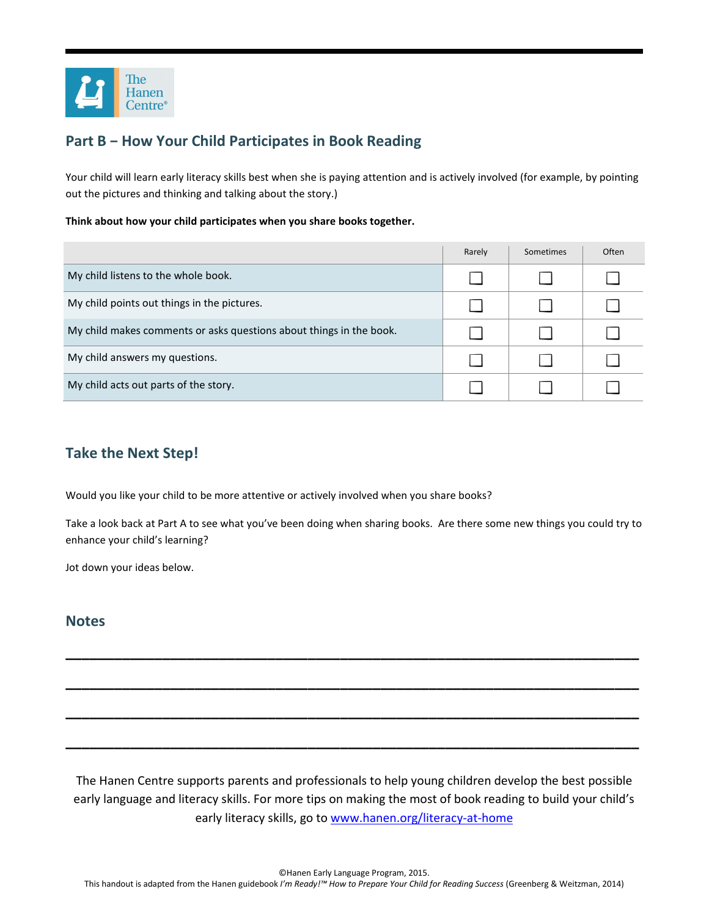The Hanen Centre®

## Part B – How Your Child Participates in Book Reading

Your child will learn early literacy skills best when she is paying attention and is actively involved (for example, by pointing out the pictures and thinking and talking about the story.)

**Think about how your child participates when you share books together.**

| | Rarely | Sometimes | Often |
|---|---|---|---|
| My child listens to the whole book. | ☐ | ☐ | ☐ |
| My child points out things in the pictures. | ☐ | ☐ | ☐ |
| My child makes comments or asks questions about things in the book. | ☐ | ☐ | ☐ |
| My child answers my questions. | ☐ | ☐ | ☐ |
| My child acts out parts of the story. | ☐ | ☐ | ☐ |

## Take the Next Step!

Would you like your child to be more attentive or actively involved when you share books?

Take a look back at Part A to see what you've been doing when sharing books. Are there some new things you could try to enhance your child's learning?

Jot down your ideas below.

## Notes

\_\_\_\_\_\_\_\_\_\_\_\_\_\_\_\_\_\_\_\_\_\_\_\_\_\_\_\_\_\_\_\_\_\_\_\_\_\_\_\_\_\_\_\_\_\_\_\_\_\_\_\_\_\_\_\_\_\_\_\_

\_\_\_\_\_\_\_\_\_\_\_\_\_\_\_\_\_\_\_\_\_\_\_\_\_\_\_\_\_\_\_\_\_\_\_\_\_\_\_\_\_\_\_\_\_\_\_\_\_\_\_\_\_\_\_\_\_\_\_\_

\_\_\_\_\_\_\_\_\_\_\_\_\_\_\_\_\_\_\_\_\_\_\_\_\_\_\_\_\_\_\_\_\_\_\_\_\_\_\_\_\_\_\_\_\_\_\_\_\_\_\_\_\_\_\_\_\_\_\_\_

\_\_\_\_\_\_\_\_\_\_\_\_\_\_\_\_\_\_\_\_\_\_\_\_\_\_\_\_\_\_\_\_\_\_\_\_\_\_\_\_\_\_\_\_\_\_\_\_\_\_\_\_\_\_\_\_\_\_\_\_

The Hanen Centre supports parents and professionals to help young children develop the best possible early language and literacy skills. For more tips on making the most of book reading to build your child's early literacy skills, go to [www.hanen.org/literacy-at-home](http://www.hanen.org/literacy-at-home)

©Hanen Early Language Program, 2015.
This handout is adapted from the Hanen guidebook *I'm Ready!™ How to Prepare Your Child for Reading Success* (Greenberg & Weitzman, 2014)